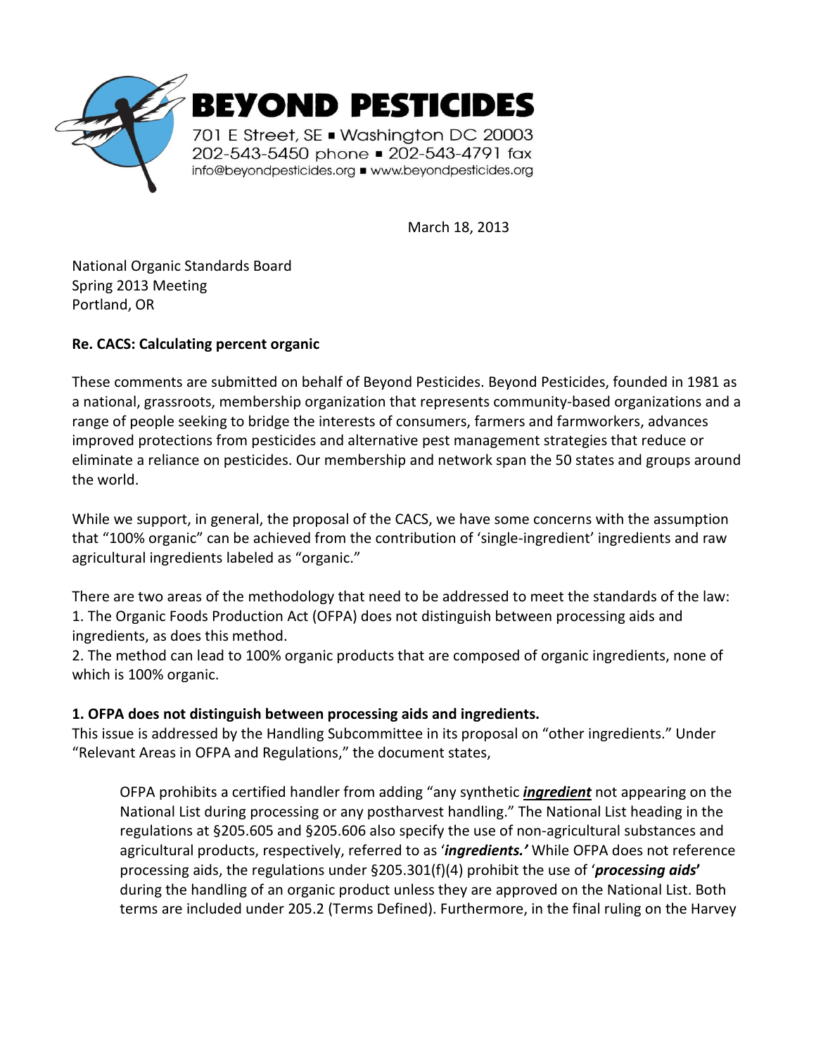**BEYOND PESTICIDES**

701 E Street, SE ▪ Washington DC 20003
202-543-5450 phone ▪ 202-543-4791 fax
info@beyondpesticides.org ▪ www.beyondpesticides.org

March 18, 2013

National Organic Standards Board
Spring 2013 Meeting
Portland, OR

**Re. CACS: Calculating percent organic**

These comments are submitted on behalf of Beyond Pesticides. Beyond Pesticides, founded in 1981 as a national, grassroots, membership organization that represents community-based organizations and a range of people seeking to bridge the interests of consumers, farmers and farmworkers, advances improved protections from pesticides and alternative pest management strategies that reduce or eliminate a reliance on pesticides. Our membership and network span the 50 states and groups around the world.

While we support, in general, the proposal of the CACS, we have some concerns with the assumption that "100% organic" can be achieved from the contribution of 'single-ingredient' ingredients and raw agricultural ingredients labeled as "organic."

There are two areas of the methodology that need to be addressed to meet the standards of the law:
1. The Organic Foods Production Act (OFPA) does not distinguish between processing aids and ingredients, as does this method.
2. The method can lead to 100% organic products that are composed of organic ingredients, none of which is 100% organic.

**1. OFPA does not distinguish between processing aids and ingredients.**
This issue is addressed by the Handling Subcommittee in its proposal on "other ingredients." Under "Relevant Areas in OFPA and Regulations," the document states,

> OFPA prohibits a certified handler from adding "any synthetic ***<u>ingredient</u>*** not appearing on the National List during processing or any postharvest handling." The National List heading in the regulations at §205.605 and §205.606 also specify the use of non-agricultural substances and agricultural products, respectively, referred to as '***ingredients.'*** While OFPA does not reference processing aids, the regulations under §205.301(f)(4) prohibit the use of '***processing aids***' during the handling of an organic product unless they are approved on the National List. Both terms are included under 205.2 (Terms Defined). Furthermore, in the final ruling on the Harvey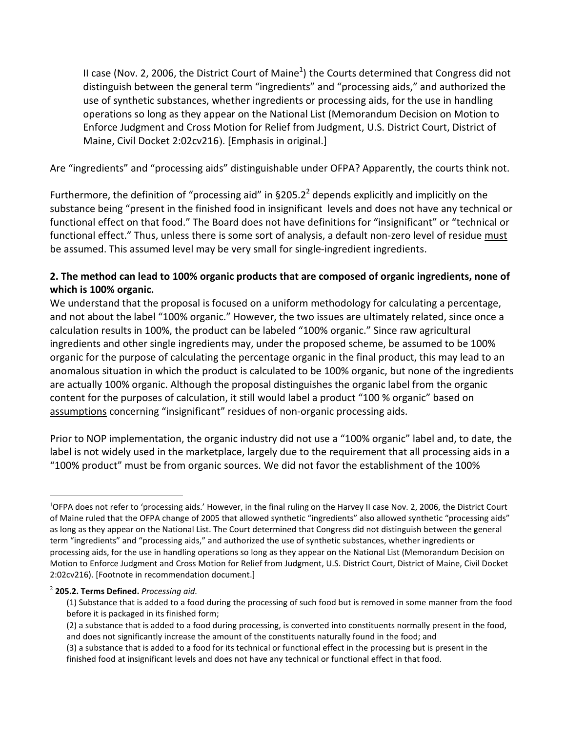II case (Nov. 2, 2006, the District Court of Maine[1]) the Courts determined that Congress did not distinguish between the general term "ingredients" and "processing aids," and authorized the use of synthetic substances, whether ingredients or processing aids, for the use in handling operations so long as they appear on the National List (Memorandum Decision on Motion to Enforce Judgment and Cross Motion for Relief from Judgment, U.S. District Court, District of Maine, Civil Docket 2:02cv216). [Emphasis in original.]

Are "ingredients" and "processing aids" distinguishable under OFPA? Apparently, the courts think not.

Furthermore, the definition of "processing aid" in §205.2[2] depends explicitly and implicitly on the substance being "present in the finished food in insignificant levels and does not have any technical or functional effect on that food." The Board does not have definitions for "insignificant" or "technical or functional effect." Thus, unless there is some sort of analysis, a default non-zero level of residue must be assumed. This assumed level may be very small for single-ingredient ingredients.

**2. The method can lead to 100% organic products that are composed of organic ingredients, none of which is 100% organic.**

We understand that the proposal is focused on a uniform methodology for calculating a percentage, and not about the label "100% organic." However, the two issues are ultimately related, since once a calculation results in 100%, the product can be labeled "100% organic." Since raw agricultural ingredients and other single ingredients may, under the proposed scheme, be assumed to be 100% organic for the purpose of calculating the percentage organic in the final product, this may lead to an anomalous situation in which the product is calculated to be 100% organic, but none of the ingredients are actually 100% organic. Although the proposal distinguishes the organic label from the organic content for the purposes of calculation, it still would label a product "100 % organic" based on assumptions concerning "insignificant" residues of non-organic processing aids.

Prior to NOP implementation, the organic industry did not use a "100% organic" label and, to date, the label is not widely used in the marketplace, largely due to the requirement that all processing aids in a "100% product" must be from organic sources. We did not favor the establishment of the 100%

---

[1] OFPA does not refer to 'processing aids.' However, in the final ruling on the Harvey II case Nov. 2, 2006, the District Court of Maine ruled that the OFPA change of 2005 that allowed synthetic "ingredients" also allowed synthetic "processing aids" as long as they appear on the National List. The Court determined that Congress did not distinguish between the general term "ingredients" and "processing aids," and authorized the use of synthetic substances, whether ingredients or processing aids, for the use in handling operations so long as they appear on the National List (Memorandum Decision on Motion to Enforce Judgment and Cross Motion for Relief from Judgment, U.S. District Court, District of Maine, Civil Docket 2:02cv216). [Footnote in recommendation document.]

[2] **205.2. Terms Defined.** *Processing aid.*

(1) Substance that is added to a food during the processing of such food but is removed in some manner from the food before it is packaged in its finished form;

(2) a substance that is added to a food during processing, is converted into constituents normally present in the food, and does not significantly increase the amount of the constituents naturally found in the food; and

(3) a substance that is added to a food for its technical or functional effect in the processing but is present in the finished food at insignificant levels and does not have any technical or functional effect in that food.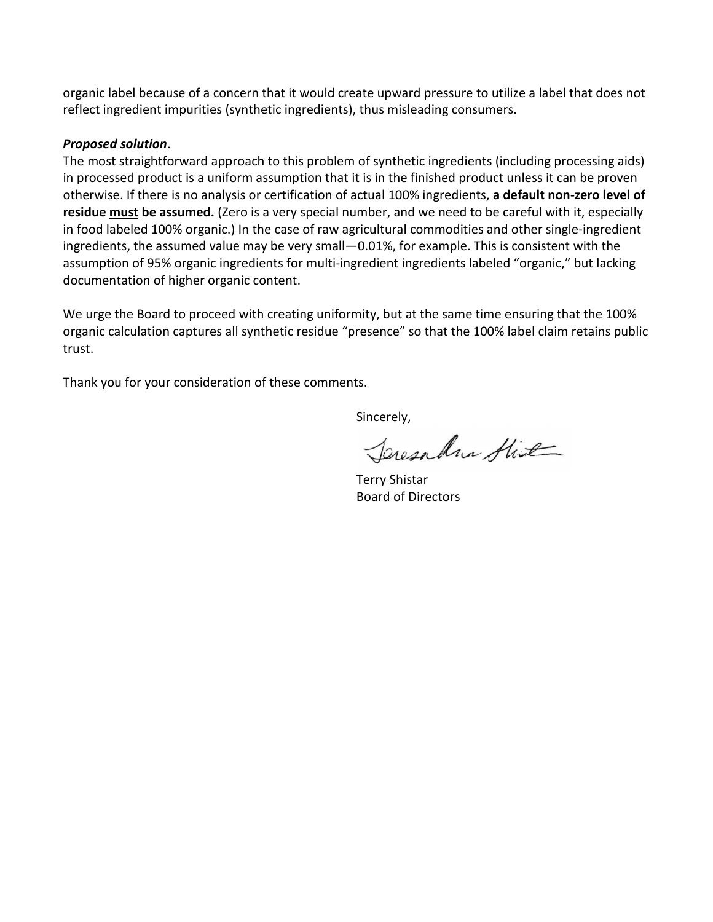organic label because of a concern that it would create upward pressure to utilize a label that does not reflect ingredient impurities (synthetic ingredients), thus misleading consumers.

***Proposed solution***.

The most straightforward approach to this problem of synthetic ingredients (including processing aids) in processed product is a uniform assumption that it is in the finished product unless it can be proven otherwise. If there is no analysis or certification of actual 100% ingredients, **a default non-zero level of residue <u>must</u> be assumed.** (Zero is a very special number, and we need to be careful with it, especially in food labeled 100% organic.) In the case of raw agricultural commodities and other single-ingredient ingredients, the assumed value may be very small—0.01%, for example. This is consistent with the assumption of 95% organic ingredients for multi-ingredient ingredients labeled "organic," but lacking documentation of higher organic content.

We urge the Board to proceed with creating uniformity, but at the same time ensuring that the 100% organic calculation captures all synthetic residue "presence" so that the 100% label claim retains public trust.

Thank you for your consideration of these comments.

Sincerely,

Terry Shistar
Board of Directors